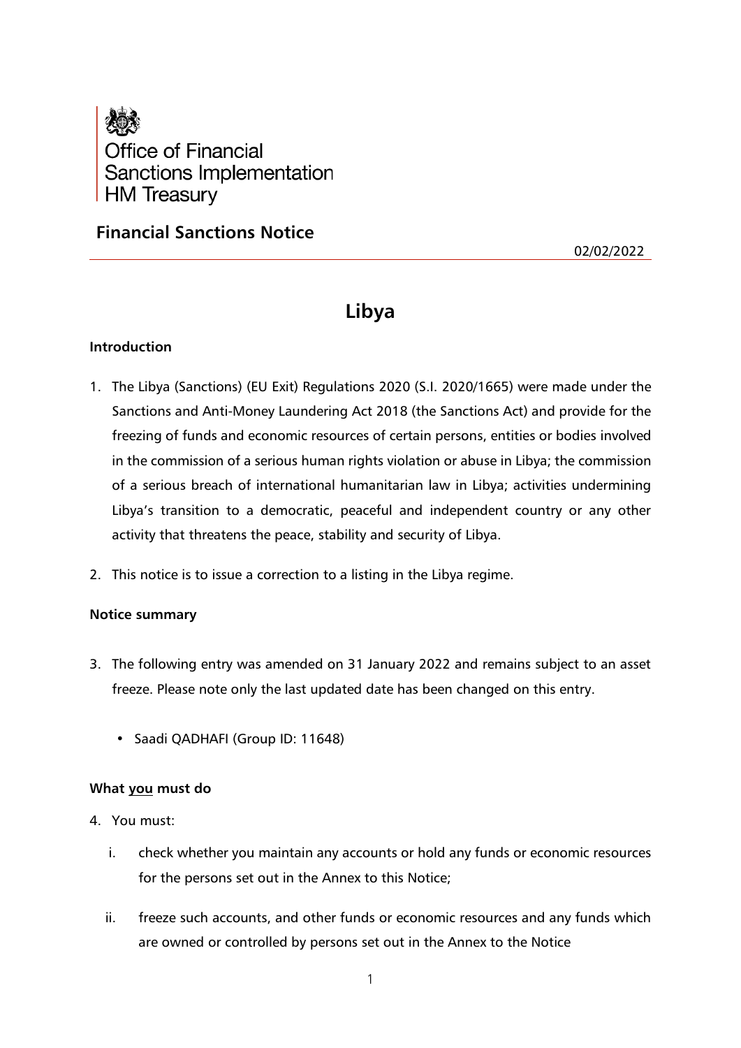Office of Financial Sanctions Implementation
HM Treasury

## Financial Sanctions Notice

02/02/2022

# Libya

### Introduction

1. The Libya (Sanctions) (EU Exit) Regulations 2020 (S.I. 2020/1665) were made under the Sanctions and Anti-Money Laundering Act 2018 (the Sanctions Act) and provide for the freezing of funds and economic resources of certain persons, entities or bodies involved in the commission of a serious human rights violation or abuse in Libya; the commission of a serious breach of international humanitarian law in Libya; activities undermining Libya's transition to a democratic, peaceful and independent country or any other activity that threatens the peace, stability and security of Libya.

2. This notice is to issue a correction to a listing in the Libya regime.

### Notice summary

3. The following entry was amended on 31 January 2022 and remains subject to an asset freeze. Please note only the last updated date has been changed on this entry.

   - Saadi QADHAFI (Group ID: 11648)

### What you must do

4. You must:

   i. check whether you maintain any accounts or hold any funds or economic resources for the persons set out in the Annex to this Notice;

   ii. freeze such accounts, and other funds or economic resources and any funds which are owned or controlled by persons set out in the Annex to the Notice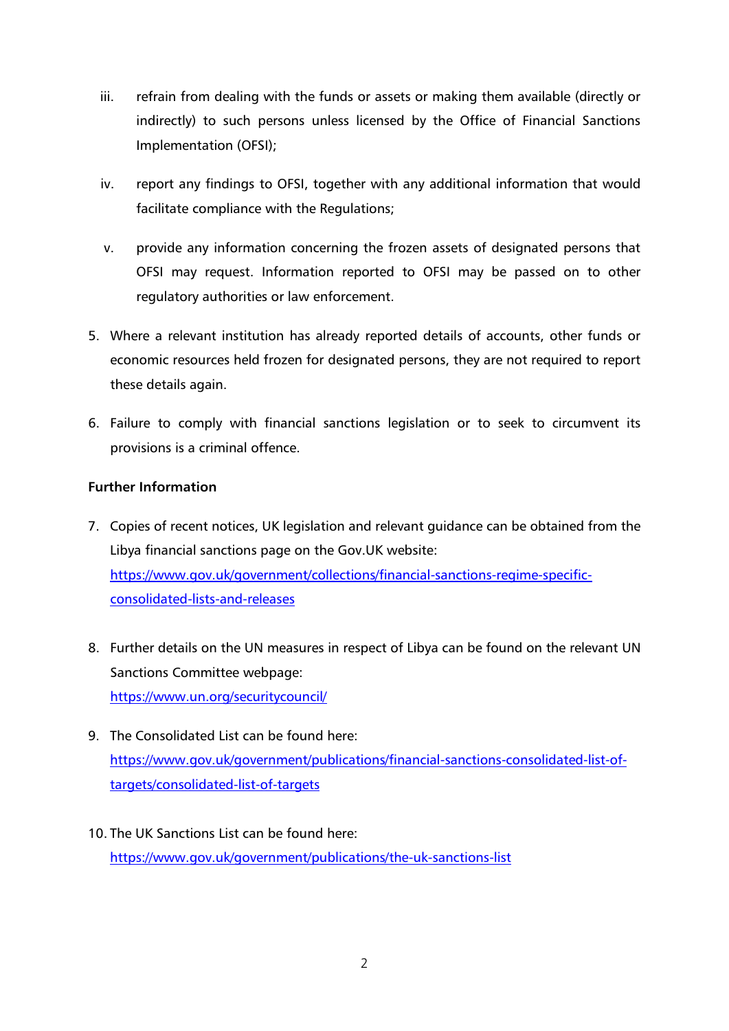iii. refrain from dealing with the funds or assets or making them available (directly or indirectly) to such persons unless licensed by the Office of Financial Sanctions Implementation (OFSI);

iv. report any findings to OFSI, together with any additional information that would facilitate compliance with the Regulations;

v. provide any information concerning the frozen assets of designated persons that OFSI may request. Information reported to OFSI may be passed on to other regulatory authorities or law enforcement.

5. Where a relevant institution has already reported details of accounts, other funds or economic resources held frozen for designated persons, they are not required to report these details again.

6. Failure to comply with financial sanctions legislation or to seek to circumvent its provisions is a criminal offence.

**Further Information**

7. Copies of recent notices, UK legislation and relevant guidance can be obtained from the Libya financial sanctions page on the Gov.UK website: [https://www.gov.uk/government/collections/financial-sanctions-regime-specific-consolidated-lists-and-releases](https://www.gov.uk/government/collections/financial-sanctions-regime-specific-consolidated-lists-and-releases)

8. Further details on the UN measures in respect of Libya can be found on the relevant UN Sanctions Committee webpage: [https://www.un.org/securitycouncil/](https://www.un.org/securitycouncil/)

9. The Consolidated List can be found here: [https://www.gov.uk/government/publications/financial-sanctions-consolidated-list-of-targets/consolidated-list-of-targets](https://www.gov.uk/government/publications/financial-sanctions-consolidated-list-of-targets/consolidated-list-of-targets)

10. The UK Sanctions List can be found here: [https://www.gov.uk/government/publications/the-uk-sanctions-list](https://www.gov.uk/government/publications/the-uk-sanctions-list)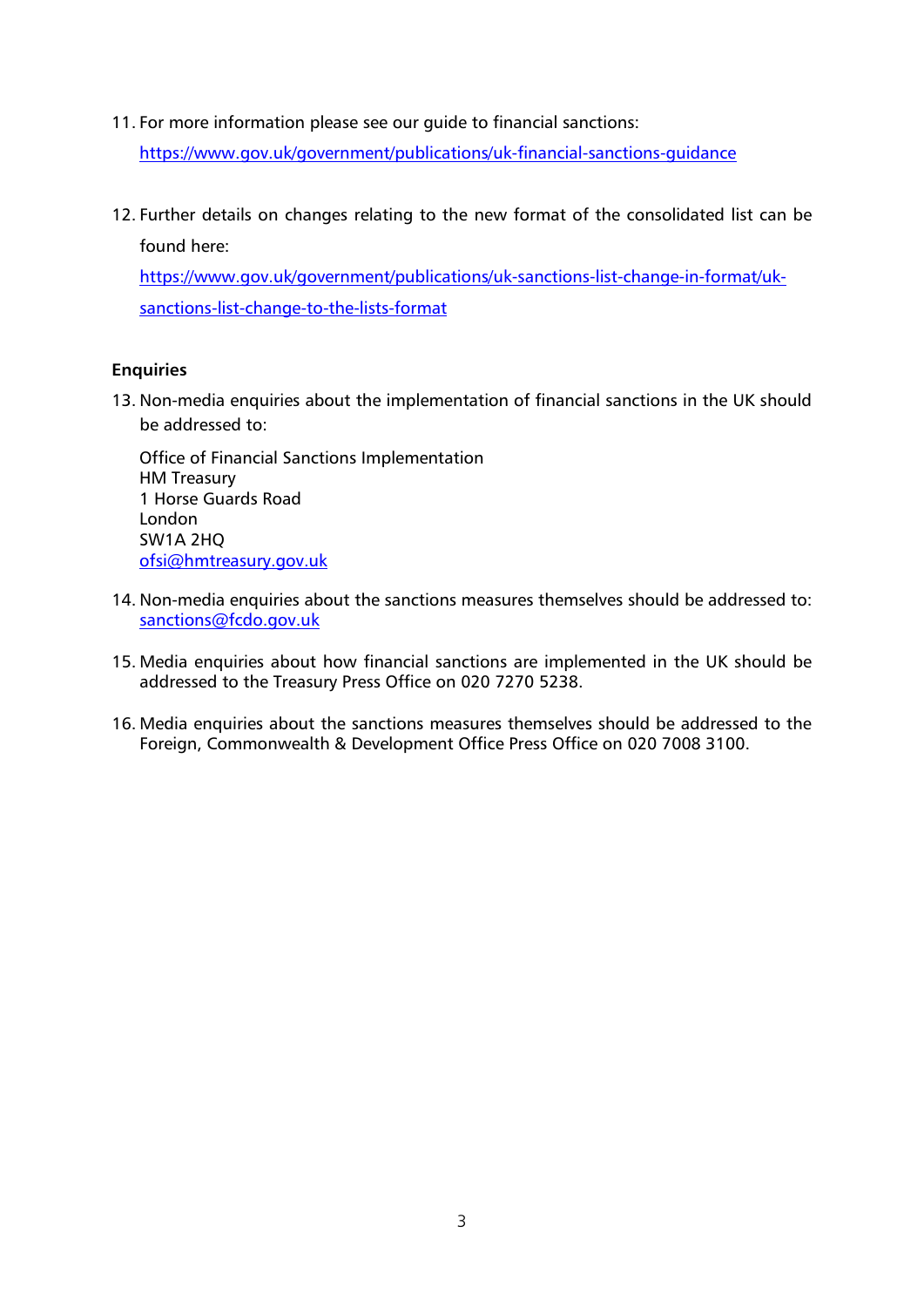11. For more information please see our guide to financial sanctions:
    https://www.gov.uk/government/publications/uk-financial-sanctions-guidance

12. Further details on changes relating to the new format of the consolidated list can be found here:
    https://www.gov.uk/government/publications/uk-sanctions-list-change-in-format/uk-sanctions-list-change-to-the-lists-format

**Enquiries**

13. Non-media enquiries about the implementation of financial sanctions in the UK should be addressed to:

    Office of Financial Sanctions Implementation
    HM Treasury
    1 Horse Guards Road
    London
    SW1A 2HQ
    ofsi@hmtreasury.gov.uk

14. Non-media enquiries about the sanctions measures themselves should be addressed to: sanctions@fcdo.gov.uk

15. Media enquiries about how financial sanctions are implemented in the UK should be addressed to the Treasury Press Office on 020 7270 5238.

16. Media enquiries about the sanctions measures themselves should be addressed to the Foreign, Commonwealth & Development Office Press Office on 020 7008 3100.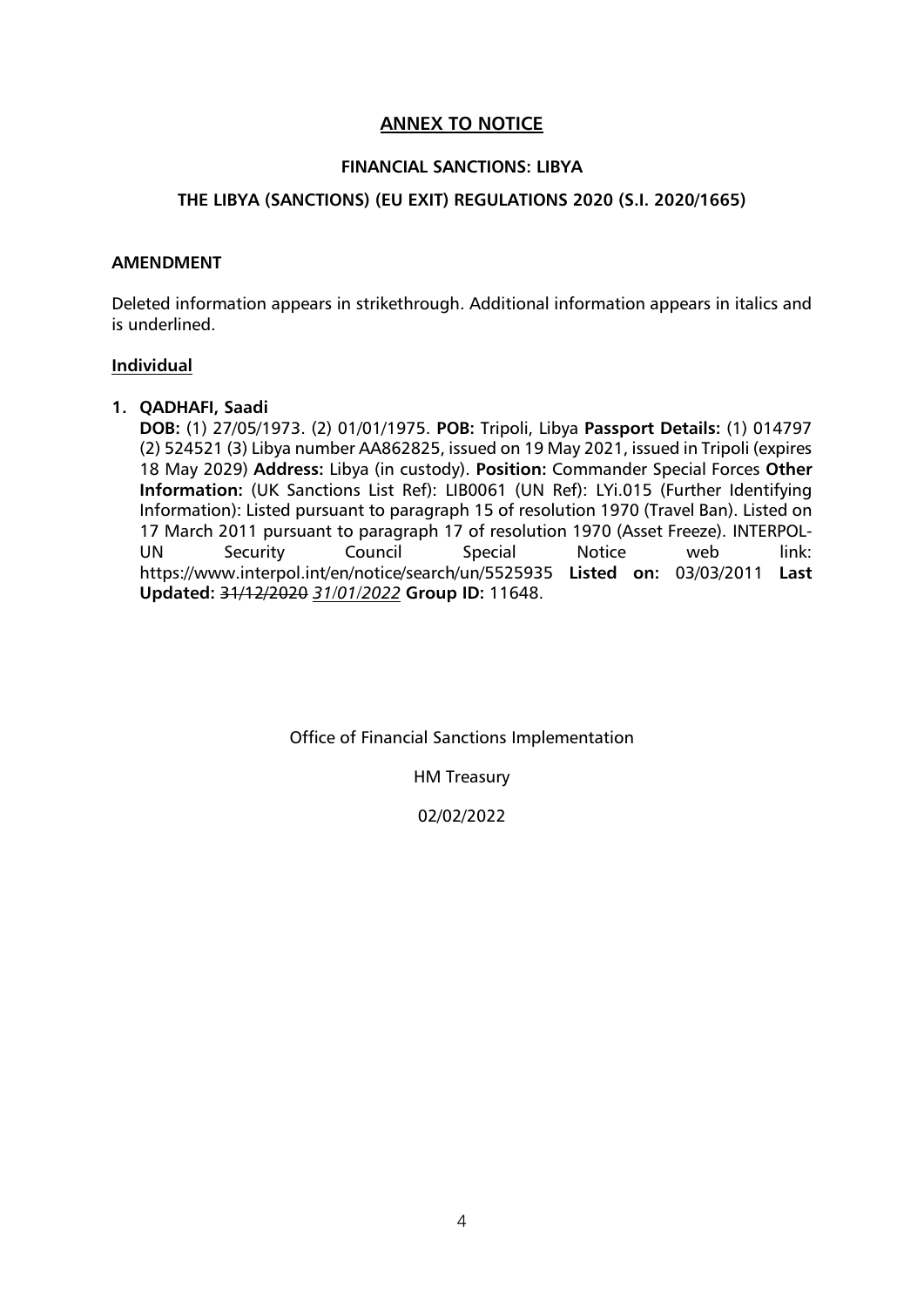## ANNEX TO NOTICE

**FINANCIAL SANCTIONS: LIBYA**

**THE LIBYA (SANCTIONS) (EU EXIT) REGULATIONS 2020 (S.I. 2020/1665)**

**AMENDMENT**

Deleted information appears in strikethrough. Additional information appears in italics and is underlined.

**Individual**

1. **QADHAFI, Saadi**
   **DOB:** (1) 27/05/1973. (2) 01/01/1975. **POB:** Tripoli, Libya **Passport Details:** (1) 014797 (2) 524521 (3) Libya number AA862825, issued on 19 May 2021, issued in Tripoli (expires 18 May 2029) **Address:** Libya (in custody). **Position:** Commander Special Forces **Other Information:** (UK Sanctions List Ref): LIB0061 (UN Ref): LYi.015 (Further Identifying Information): Listed pursuant to paragraph 15 of resolution 1970 (Travel Ban). Listed on 17 March 2011 pursuant to paragraph 17 of resolution 1970 (Asset Freeze). INTERPOL-UN Security Council Special Notice web link: https://www.interpol.int/en/notice/search/un/5525935 **Listed on:** 03/03/2011 **Last Updated:** ~~31/12/2020~~ <u>*31/01/2022*</u> **Group ID:** 11648.

Office of Financial Sanctions Implementation

HM Treasury

02/02/2022